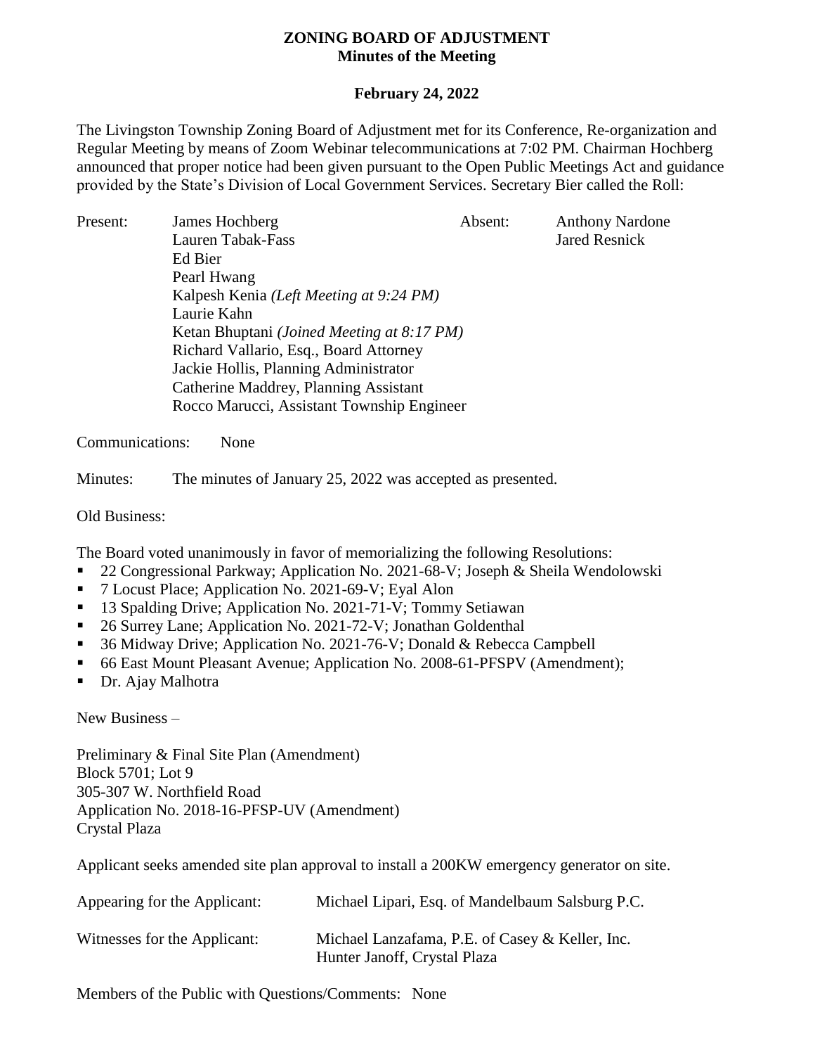**ZONING BOARD OF ADJUSTMENT**
**Minutes of the Meeting**

**February 24, 2022**

The Livingston Township Zoning Board of Adjustment met for its Conference, Re-organization and Regular Meeting by means of Zoom Webinar telecommunications at 7:02 PM. Chairman Hochberg announced that proper notice had been given pursuant to the Open Public Meetings Act and guidance provided by the State's Division of Local Government Services. Secretary Bier called the Roll:

Present:
- James Hochberg
- Lauren Tabak-Fass
- Ed Bier
- Pearl Hwang
- Kalpesh Kenia *(Left Meeting at 9:24 PM)*
- Laurie Kahn
- Ketan Bhuptani *(Joined Meeting at 8:17 PM)*
- Richard Vallario, Esq., Board Attorney
- Jackie Hollis, Planning Administrator
- Catherine Maddrey, Planning Assistant
- Rocco Marucci, Assistant Township Engineer

Absent:
- Anthony Nardone
- Jared Resnick

Communications: None

Minutes: The minutes of January 25, 2022 was accepted as presented.

Old Business:

The Board voted unanimously in favor of memorializing the following Resolutions:

- 22 Congressional Parkway; Application No. 2021-68-V; Joseph & Sheila Wendolowski
- 7 Locust Place; Application No. 2021-69-V; Eyal Alon
- 13 Spalding Drive; Application No. 2021-71-V; Tommy Setiawan
- 26 Surrey Lane; Application No. 2021-72-V; Jonathan Goldenthal
- 36 Midway Drive; Application No. 2021-76-V; Donald & Rebecca Campbell
- 66 East Mount Pleasant Avenue; Application No. 2008-61-PFSPV (Amendment);
- Dr. Ajay Malhotra

New Business –

Preliminary & Final Site Plan (Amendment)
Block 5701; Lot 9
305-307 W. Northfield Road
Application No. 2018-16-PFSP-UV (Amendment)
Crystal Plaza

Applicant seeks amended site plan approval to install a 200KW emergency generator on site.

Appearing for the Applicant: Michael Lipari, Esq. of Mandelbaum Salsburg P.C.

Witnesses for the Applicant: Michael Lanzafama, P.E. of Casey & Keller, Inc.
Hunter Janoff, Crystal Plaza

Members of the Public with Questions/Comments: None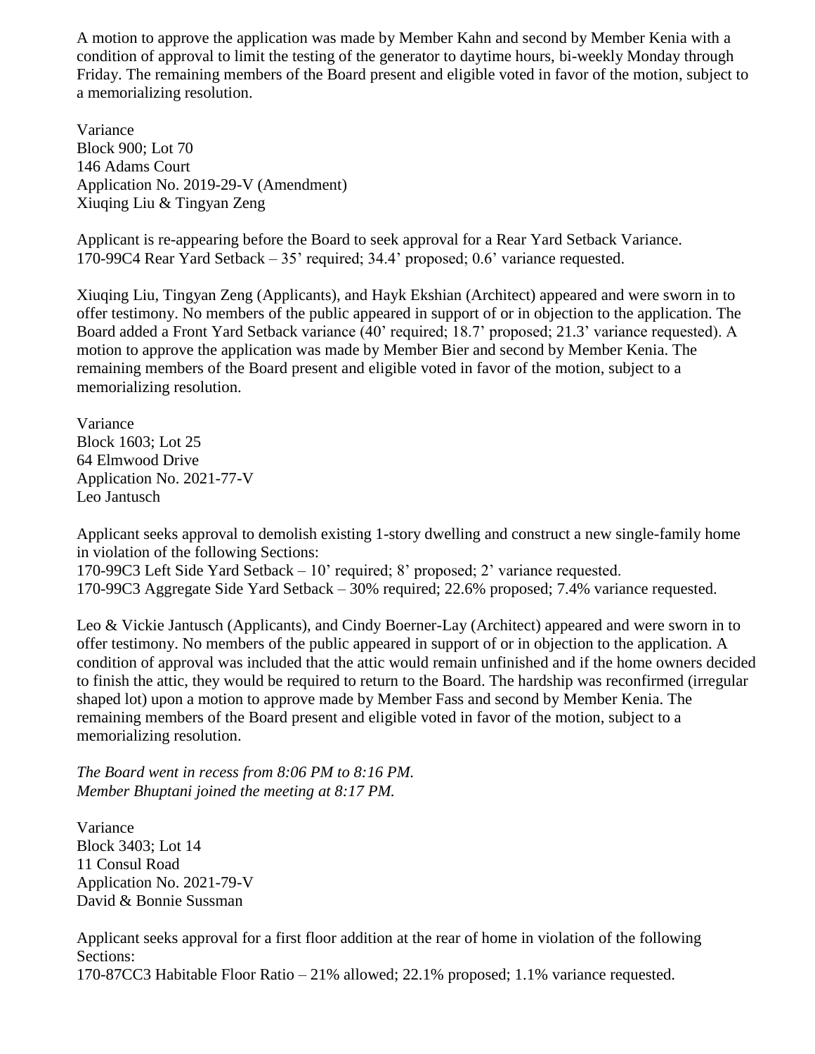A motion to approve the application was made by Member Kahn and second by Member Kenia with a condition of approval to limit the testing of the generator to daytime hours, bi-weekly Monday through Friday. The remaining members of the Board present and eligible voted in favor of the motion, subject to a memorializing resolution.

Variance
Block 900; Lot 70
146 Adams Court
Application No. 2019-29-V (Amendment)
Xiuqing Liu & Tingyan Zeng

Applicant is re-appearing before the Board to seek approval for a Rear Yard Setback Variance.
170-99C4 Rear Yard Setback – 35' required; 34.4' proposed; 0.6' variance requested.

Xiuqing Liu, Tingyan Zeng (Applicants), and Hayk Ekshian (Architect) appeared and were sworn in to offer testimony. No members of the public appeared in support of or in objection to the application. The Board added a Front Yard Setback variance (40' required; 18.7' proposed; 21.3' variance requested). A motion to approve the application was made by Member Bier and second by Member Kenia. The remaining members of the Board present and eligible voted in favor of the motion, subject to a memorializing resolution.

Variance
Block 1603; Lot 25
64 Elmwood Drive
Application No. 2021-77-V
Leo Jantusch

Applicant seeks approval to demolish existing 1-story dwelling and construct a new single-family home in violation of the following Sections:
170-99C3 Left Side Yard Setback – 10' required; 8' proposed; 2' variance requested.
170-99C3 Aggregate Side Yard Setback – 30% required; 22.6% proposed; 7.4% variance requested.

Leo & Vickie Jantusch (Applicants), and Cindy Boerner-Lay (Architect) appeared and were sworn in to offer testimony. No members of the public appeared in support of or in objection to the application. A condition of approval was included that the attic would remain unfinished and if the home owners decided to finish the attic, they would be required to return to the Board. The hardship was reconfirmed (irregular shaped lot) upon a motion to approve made by Member Fass and second by Member Kenia. The remaining members of the Board present and eligible voted in favor of the motion, subject to a memorializing resolution.

*The Board went in recess from 8:06 PM to 8:16 PM.*
*Member Bhuptani joined the meeting at 8:17 PM.*

Variance
Block 3403; Lot 14
11 Consul Road
Application No. 2021-79-V
David & Bonnie Sussman

Applicant seeks approval for a first floor addition at the rear of home in violation of the following Sections:
170-87CC3 Habitable Floor Ratio – 21% allowed; 22.1% proposed; 1.1% variance requested.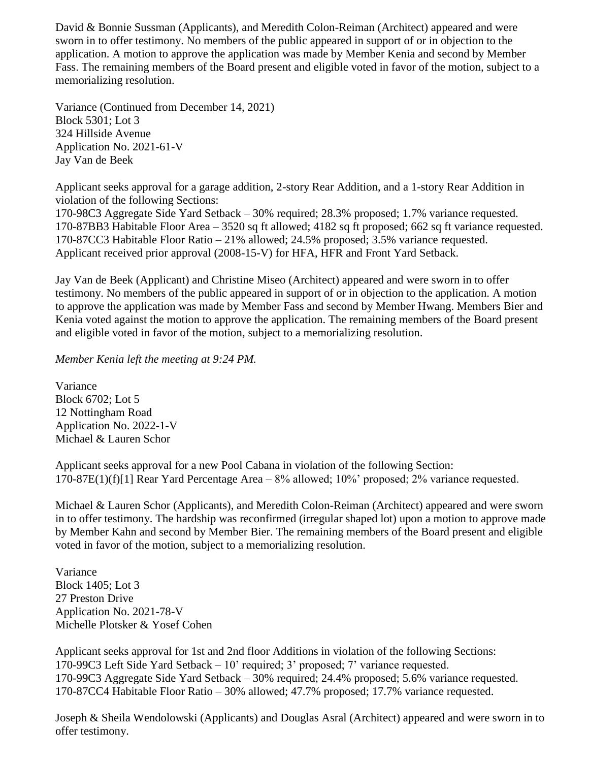David & Bonnie Sussman (Applicants), and Meredith Colon-Reiman (Architect) appeared and were sworn in to offer testimony. No members of the public appeared in support of or in objection to the application. A motion to approve the application was made by Member Kenia and second by Member Fass. The remaining members of the Board present and eligible voted in favor of the motion, subject to a memorializing resolution.

Variance (Continued from December 14, 2021)
Block 5301; Lot 3
324 Hillside Avenue
Application No. 2021-61-V
Jay Van de Beek

Applicant seeks approval for a garage addition, 2-story Rear Addition, and a 1-story Rear Addition in violation of the following Sections:
170-98C3 Aggregate Side Yard Setback – 30% required; 28.3% proposed; 1.7% variance requested.
170-87BB3 Habitable Floor Area – 3520 sq ft allowed; 4182 sq ft proposed; 662 sq ft variance requested.
170-87CC3 Habitable Floor Ratio – 21% allowed; 24.5% proposed; 3.5% variance requested.
Applicant received prior approval (2008-15-V) for HFA, HFR and Front Yard Setback.

Jay Van de Beek (Applicant) and Christine Miseo (Architect) appeared and were sworn in to offer testimony. No members of the public appeared in support of or in objection to the application. A motion to approve the application was made by Member Fass and second by Member Hwang. Members Bier and Kenia voted against the motion to approve the application. The remaining members of the Board present and eligible voted in favor of the motion, subject to a memorializing resolution.

*Member Kenia left the meeting at 9:24 PM.*

Variance
Block 6702; Lot 5
12 Nottingham Road
Application No. 2022-1-V
Michael & Lauren Schor

Applicant seeks approval for a new Pool Cabana in violation of the following Section:
170-87E(1)(f)[1] Rear Yard Percentage Area – 8% allowed; 10%' proposed; 2% variance requested.

Michael & Lauren Schor (Applicants), and Meredith Colon-Reiman (Architect) appeared and were sworn in to offer testimony. The hardship was reconfirmed (irregular shaped lot) upon a motion to approve made by Member Kahn and second by Member Bier. The remaining members of the Board present and eligible voted in favor of the motion, subject to a memorializing resolution.

Variance
Block 1405; Lot 3
27 Preston Drive
Application No. 2021-78-V
Michelle Plotsker & Yosef Cohen

Applicant seeks approval for 1st and 2nd floor Additions in violation of the following Sections:
170-99C3 Left Side Yard Setback – 10' required; 3' proposed; 7' variance requested.
170-99C3 Aggregate Side Yard Setback – 30% required; 24.4% proposed; 5.6% variance requested.
170-87CC4 Habitable Floor Ratio – 30% allowed; 47.7% proposed; 17.7% variance requested.

Joseph & Sheila Wendolowski (Applicants) and Douglas Asral (Architect) appeared and were sworn in to offer testimony.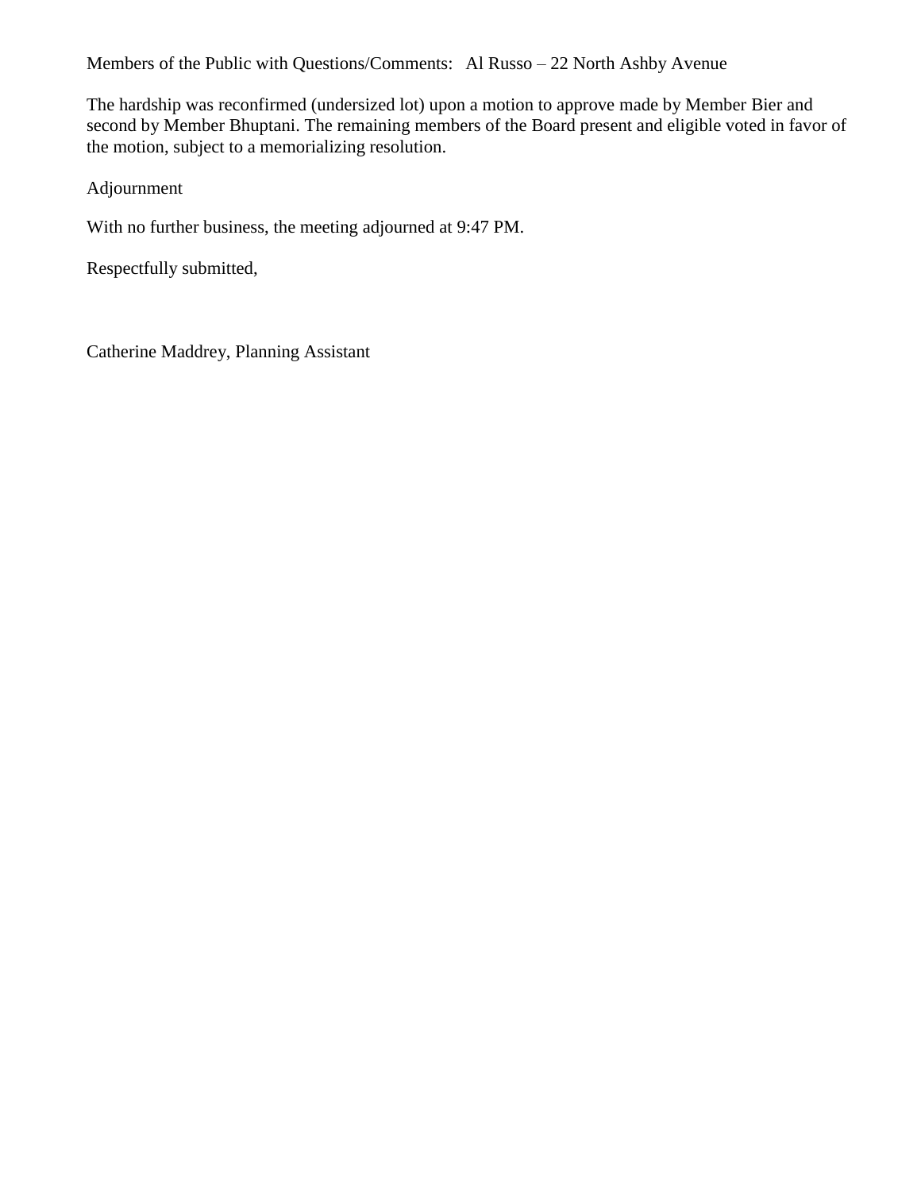Members of the Public with Questions/Comments: Al Russo – 22 North Ashby Avenue

The hardship was reconfirmed (undersized lot) upon a motion to approve made by Member Bier and second by Member Bhuptani. The remaining members of the Board present and eligible voted in favor of the motion, subject to a memorializing resolution.

Adjournment

With no further business, the meeting adjourned at 9:47 PM.

Respectfully submitted,

Catherine Maddrey, Planning Assistant